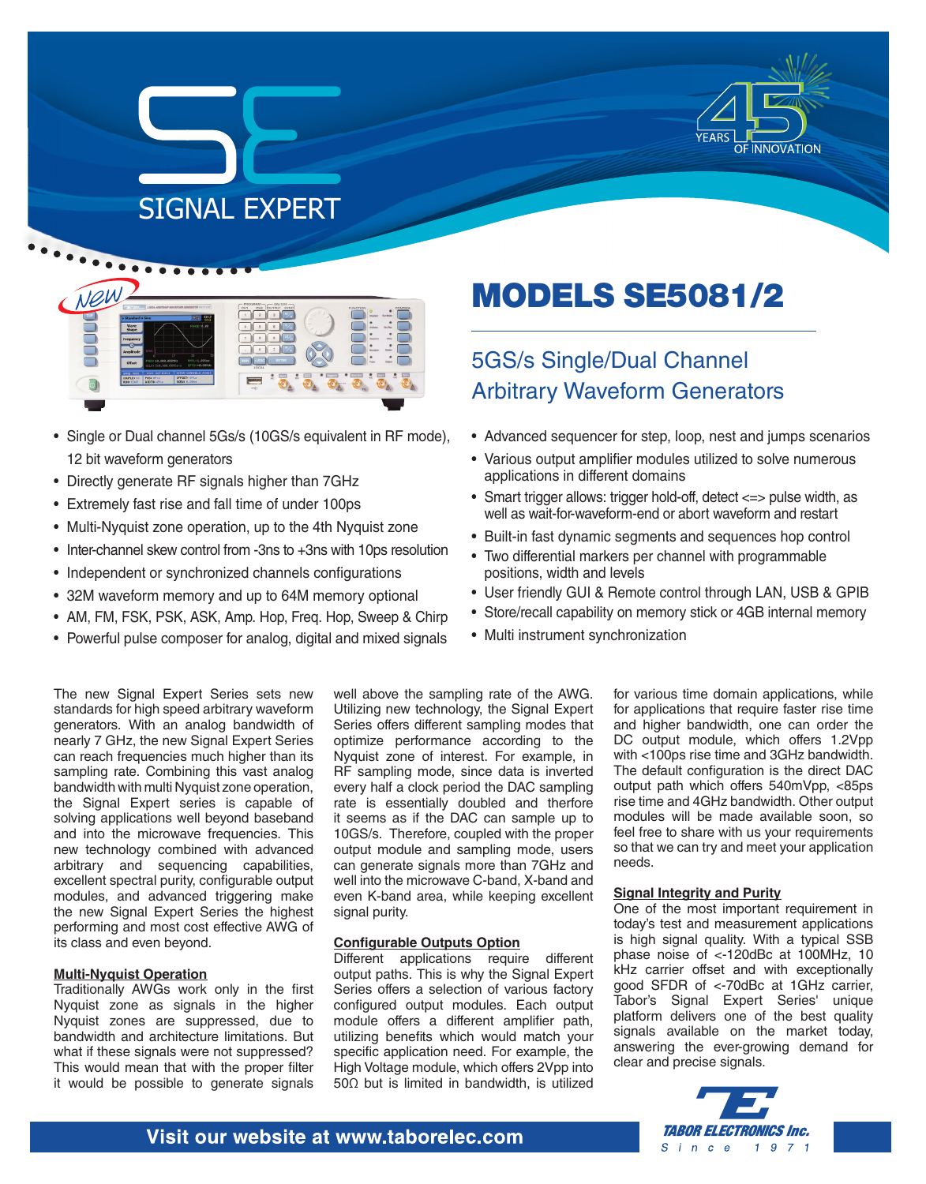SE

SIGNAL EXPERT

45 YEARS OF INNOVATION

NEW

# MODELS SE5081/2

## 5GS/s Single/Dual Channel Arbitrary Waveform Generators

- Single or Dual channel 5Gs/s (10GS/s equivalent in RF mode), 12 bit waveform generators
- Directly generate RF signals higher than 7GHz
- Extremely fast rise and fall time of under 100ps
- Multi-Nyquist zone operation, up to the 4th Nyquist zone
- Inter-channel skew control from -3ns to +3ns with 10ps resolution
- Independent or synchronized channels configurations
- 32M waveform memory and up to 64M memory optional
- AM, FM, FSK, PSK, ASK, Amp. Hop, Freq. Hop, Sweep & Chirp
- Powerful pulse composer for analog, digital and mixed signals
- Advanced sequencer for step, loop, nest and jumps scenarios
- Various output amplifier modules utilized to solve numerous applications in different domains
- Smart trigger allows: trigger hold-off, detect <=> pulse width, as well as wait-for-waveform-end or abort waveform and restart
- Built-in fast dynamic segments and sequences hop control
- Two differential markers per channel with programmable positions, width and levels
- User friendly GUI & Remote control through LAN, USB & GPIB
- Store/recall capability on memory stick or 4GB internal memory
- Multi instrument synchronization

The new Signal Expert Series sets new standards for high speed arbitrary waveform generators. With an analog bandwidth of nearly 7 GHz, the new Signal Expert Series can reach frequencies much higher than its sampling rate. Combining this vast analog bandwidth with multi Nyquist zone operation, the Signal Expert series is capable of solving applications well beyond baseband and into the microwave frequencies. This new technology combined with advanced arbitrary and sequencing capabilities, excellent spectral purity, configurable output modules, and advanced triggering make the new Signal Expert Series the highest performing and most cost effective AWG of its class and even beyond.

### Multi-Nyquist Operation

Traditionally AWGs work only in the first Nyquist zone as signals in the higher Nyquist zones are suppressed, due to bandwidth and architecture limitations. But what if these signals were not suppressed? This would mean that with the proper filter it would be possible to generate signals well above the sampling rate of the AWG. Utilizing new technology, the Signal Expert Series offers different sampling modes that optimize performance according to the Nyquist zone of interest. For example, in RF sampling mode, since data is inverted every half a clock period the DAC sampling rate is essentially doubled and therfore it seems as if the DAC can sample up to 10GS/s. Therefore, coupled with the proper output module and sampling mode, users can generate signals more than 7GHz and well into the microwave C-band, X-band and even K-band area, while keeping excellent signal purity.

### Configurable Outputs Option

Different applications require different output paths. This is why the Signal Expert Series offers a selection of various factory configured output modules. Each output module offers a different amplifier path, utilizing benefits which would match your specific application need. For example, the High Voltage module, which offers 2Vpp into 50Ω but is limited in bandwidth, is utilized for various time domain applications, while for applications that require faster rise time and higher bandwidth, one can order the DC output module, which offers 1.2Vpp with <100ps rise time and 3GHz bandwidth. The default configuration is the direct DAC output path which offers 540mVpp, <85ps rise time and 4GHz bandwidth. Other output modules will be made available soon, so feel free to share with us your requirements so that we can try and meet your application needs.

### Signal Integrity and Purity

One of the most important requirement in today's test and measurement applications is high signal quality. With a typical SSB phase noise of <-120dBc at 100MHz, 10 kHz carrier offset and with exceptionally good SFDR of <-70dBc at 1GHz carrier, Tabor's Signal Expert Series' unique platform delivers one of the best quality signals available on the market today, answering the ever-growing demand for clear and precise signals.

Visit our website at www.taborelec.com

TABOR ELECTRONICS Inc. Since 1971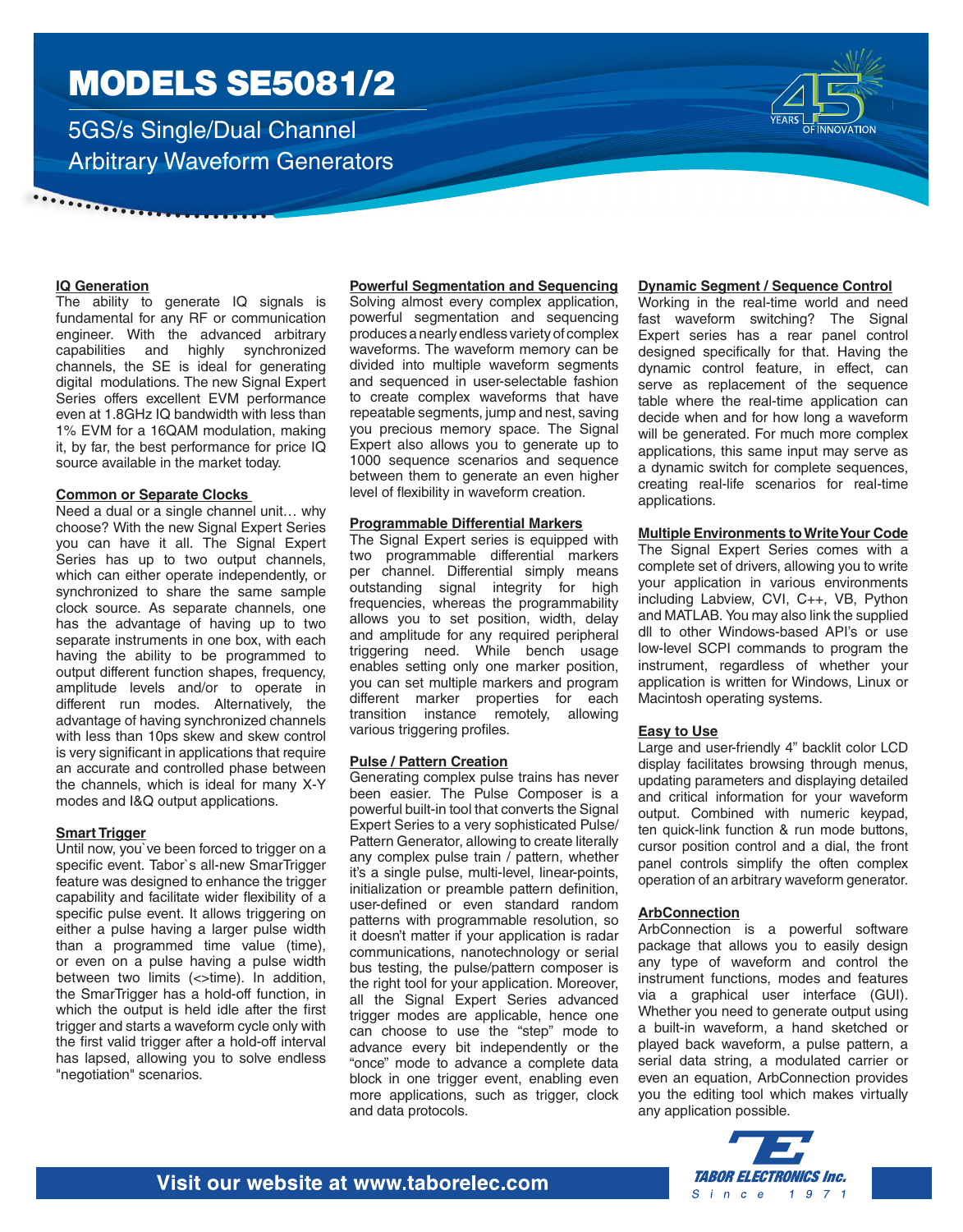# MODELS SE5081/2

## 5GS/s Single/Dual Channel Arbitrary Waveform Generators

### IQ Generation

The ability to generate IQ signals is fundamental for any RF or communication engineer. With the advanced arbitrary capabilities and highly synchronized channels, the SE is ideal for generating digital modulations. The new Signal Expert Series offers excellent EVM performance even at 1.8GHz IQ bandwidth with less than 1% EVM for a 16QAM modulation, making it, by far, the best performance for price IQ source available in the market today.

### Common or Separate Clocks

Need a dual or a single channel unit… why choose? With the new Signal Expert Series you can have it all. The Signal Expert Series has up to two output channels, which can either operate independently, or synchronized to share the same sample clock source. As separate channels, one has the advantage of having up to two separate instruments in one box, with each having the ability to be programmed to output different function shapes, frequency, amplitude levels and/or to operate in different run modes. Alternatively, the advantage of having synchronized channels with less than 10ps skew and skew control is very significant in applications that require an accurate and controlled phase between the channels, which is ideal for many X-Y modes and I&Q output applications.

### Smart Trigger

Until now, you`ve been forced to trigger on a specific event. Tabor`s all-new SmarTrigger feature was designed to enhance the trigger capability and facilitate wider flexibility of a specific pulse event. It allows triggering on either a pulse having a larger pulse width than a programmed time value (time), or even on a pulse having a pulse width between two limits (<>time). In addition, the SmarTrigger has a hold-off function, in which the output is held idle after the first trigger and starts a waveform cycle only with the first valid trigger after a hold-off interval has lapsed, allowing you to solve endless "negotiation" scenarios.

### Powerful Segmentation and Sequencing

Solving almost every complex application, powerful segmentation and sequencing produces a nearly endless variety of complex waveforms. The waveform memory can be divided into multiple waveform segments and sequenced in user-selectable fashion to create complex waveforms that have repeatable segments, jump and nest, saving you precious memory space. The Signal Expert also allows you to generate up to 1000 sequence scenarios and sequence between them to generate an even higher level of flexibility in waveform creation.

### Programmable Differential Markers

The Signal Expert series is equipped with two programmable differential markers per channel. Differential simply means outstanding signal integrity for high frequencies, whereas the programmability allows you to set position, width, delay and amplitude for any required peripheral triggering need. While bench usage enables setting only one marker position, you can set multiple markers and program different marker properties for each transition instance remotely, allowing various triggering profiles.

### Pulse / Pattern Creation

Generating complex pulse trains has never been easier. The Pulse Composer is a powerful built-in tool that converts the Signal Expert Series to a very sophisticated Pulse/Pattern Generator, allowing to create literally any complex pulse train / pattern, whether it's a single pulse, multi-level, linear-points, initialization or preamble pattern definition, user-defined or even standard random patterns with programmable resolution, so it doesn't matter if your application is radar communications, nanotechnology or serial bus testing, the pulse/pattern composer is the right tool for your application. Moreover, all the Signal Expert Series advanced trigger modes are applicable, hence one can choose to use the "step" mode to advance every bit independently or the "once" mode to advance a complete data block in one trigger event, enabling even more applications, such as trigger, clock and data protocols.

### Dynamic Segment / Sequence Control

Working in the real-time world and need fast waveform switching? The Signal Expert series has a rear panel control designed specifically for that. Having the dynamic control feature, in effect, can serve as replacement of the sequence table where the real-time application can decide when and for how long a waveform will be generated. For much more complex applications, this same input may serve as a dynamic switch for complete sequences, creating real-life scenarios for real-time applications.

### Multiple Environments to Write Your Code

The Signal Expert Series comes with a complete set of drivers, allowing you to write your application in various environments including Labview, CVI, C++, VB, Python and MATLAB. You may also link the supplied dll to other Windows-based API's or use low-level SCPI commands to program the instrument, regardless of whether your application is written for Windows, Linux or Macintosh operating systems.

### Easy to Use

Large and user-friendly 4" backlit color LCD display facilitates browsing through menus, updating parameters and displaying detailed and critical information for your waveform output. Combined with numeric keypad, ten quick-link function & run mode buttons, cursor position control and a dial, the front panel controls simplify the often complex operation of an arbitrary waveform generator.

### ArbConnection

ArbConnection is a powerful software package that allows you to easily design any type of waveform and control the instrument functions, modes and features via a graphical user interface (GUI). Whether you need to generate output using a built-in waveform, a hand sketched or played back waveform, a pulse pattern, a serial data string, a modulated carrier or even an equation, ArbConnection provides you the editing tool which makes virtually any application possible.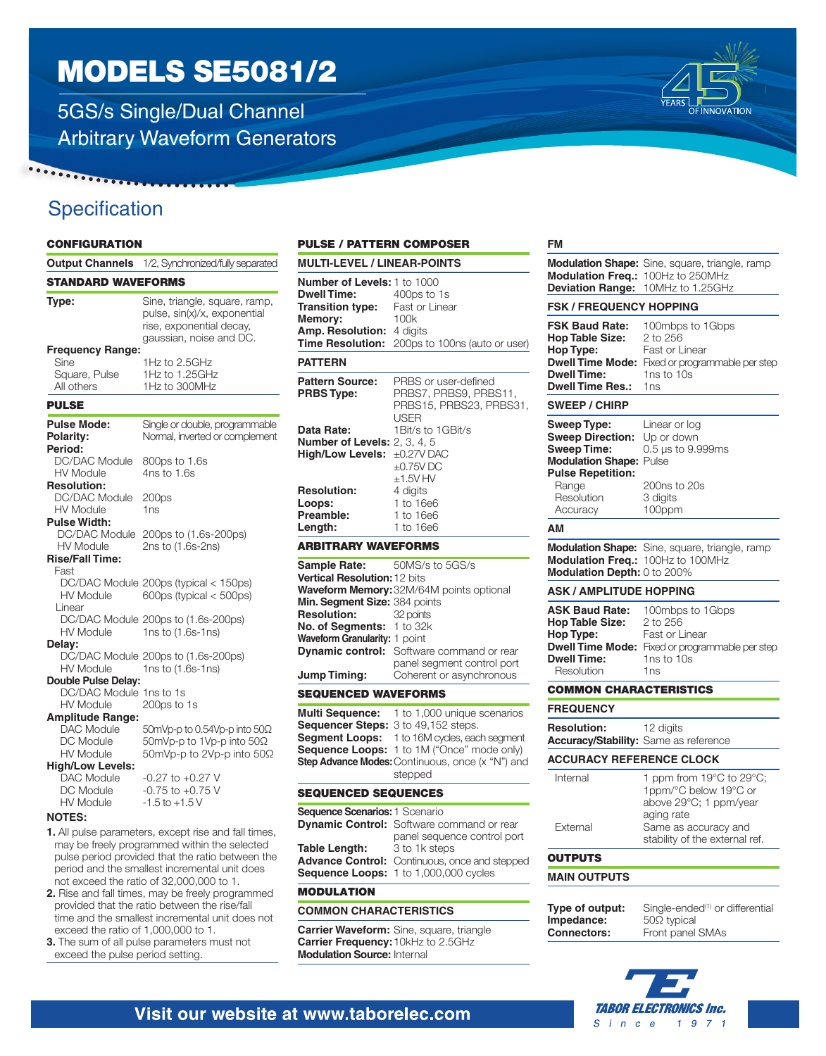# MODELS SE5081/2

5GS/s Single/Dual Channel
Arbitrary Waveform Generators

## Specification

### CONFIGURATION

| | |
|---|---|
| **Output Channels** | 1/2, Synchronized/fully separated |

### STANDARD WAVEFORMS

| | |
|---|---|
| **Type:** | Sine, triangle, square, ramp, pulse, sin(x)/x, exponential rise, exponential decay, gaussian, noise and DC. |
| **Frequency Range:** | |
| Sine | 1Hz to 2.5GHz |
| Square, Pulse | 1Hz to 1.25GHz |
| All others | 1Hz to 300MHz |

### PULSE

| | |
|---|---|
| **Pulse Mode:** | Single or double, programmable |
| **Polarity:** | Normal, inverted or complement |
| **Period:** | |
| DC/DAC Module | 800ps to 1.6s |
| HV Module | 4ns to 1.6s |
| **Resolution:** | |
| DC/DAC Module | 200ps |
| HV Module | 1ns |
| **Pulse Width:** | |
| DC/DAC Module | 200ps to (1.6s-200ps) |
| HV Module | 2ns to (1.6s-2ns) |
| **Rise/Fall Time:** | |
| Fast | |
| DC/DAC Module | 200ps (typical < 150ps) |
| HV Module | 600ps (typical < 500ps) |
| Linear | |
| DC/DAC Module | 200ps to (1.6s-200ps) |
| HV Module | 1ns to (1.6s-1ns) |
| **Delay:** | |
| DC/DAC Module | 200ps to (1.6s-200ps) |
| HV Module | 1ns to (1.6s-1ns) |
| **Double Pulse Delay:** | |
| DC/DAC Module | 1ns to 1s |
| HV Module | 200ps to 1s |
| **Amplitude Range:** | |
| DAC Module | 50mVp-p to 0.54Vp-p into 50Ω |
| DC Module | 50mVp-p to 1Vp-p into 50Ω |
| HV Module | 50mVp-p to 2Vp-p into 50Ω |
| **High/Low Levels:** | |
| DAC Module | -0.27 to +0.27 V |
| DC Module | -0.75 to +0.75 V |
| HV Module | -1.5 to +1.5 V |

**NOTES:**

1. All pulse parameters, except rise and fall times, may be freely programmed within the selected pulse period provided that the ratio between the period and the smallest incremental unit does not exceed the ratio of 32,000,000 to 1.
2. Rise and fall times, may be freely programmed provided that the ratio between the rise/fall time and the smallest incremental unit does not exceed the ratio of 1,000,000 to 1.
3. The sum of all pulse parameters must not exceed the pulse period setting.

### PULSE / PATTERN COMPOSER

#### MULTI-LEVEL / LINEAR-POINTS

| | |
|---|---|
| **Number of Levels:** | 1 to 1000 |
| **Dwell Time:** | 400ps to 1s |
| **Transition type:** | Fast or Linear |
| **Memory:** | 100k |
| **Amp. Resolution:** | 4 digits |
| **Time Resolution:** | 200ps to 100ns (auto or user) |

#### PATTERN

| | |
|---|---|
| **Pattern Source:** | PRBS or user-defined |
| **PRBS Type:** | PRBS7, PRBS9, PRBS11, PRBS15, PRBS23, PRBS31, USER |
| **Data Rate:** | 1Bit/s to 1GBit/s |
| **Number of Levels:** | 2, 3, 4, 5 |
| **High/Low Levels:** | ±0.27V DAC<br>±0.75V DC<br>±1.5V HV |
| **Resolution:** | 4 digits |
| **Loops:** | 1 to 16e6 |
| **Preamble:** | 1 to 16e6 |
| **Length:** | 1 to 16e6 |

### ARBITRARY WAVEFORMS

| | |
|---|---|
| **Sample Rate:** | 50MS/s to 5GS/s |
| **Vertical Resolution:** | 12 bits |
| **Waveform Memory:** | 32M/64M points optional |
| **Min. Segment Size:** | 384 points |
| **Resolution:** | 32 points |
| **No. of Segments:** | 1 to 32k |
| **Waveform Granularity:** | 1 point |
| **Dynamic control:** | Software command or rear panel segment control port |
| **Jump Timing:** | Coherent or asynchronous |

### SEQUENCED WAVEFORMS

| | |
|---|---|
| **Multi Sequence:** | 1 to 1,000 unique scenarios |
| **Sequencer Steps:** | 3 to 49,152 steps. |
| **Segment Loops:** | 1 to 16M cycles, each segment |
| **Sequence Loops:** | 1 to 1M ("Once" mode only) |
| **Step Advance Modes:** | Continuous, once (x "N") and stepped |

### SEQUENCED SEQUENCES

| | |
|---|---|
| **Sequence Scenarios:** | 1 Scenario |
| **Dynamic Control:** | Software command or rear panel sequence control port |
| **Table Length:** | 3 to 1k steps |
| **Advance Control:** | Continuous, once and stepped |
| **Sequence Loops:** | 1 to 1,000,000 cycles |

### MODULATION

#### COMMON CHARACTERISTICS

| | |
|---|---|
| **Carrier Waveform:** | Sine, square, triangle |
| **Carrier Frequency:** | 10kHz to 2.5GHz |
| **Modulation Source:** | Internal |

#### FM

| | |
|---|---|
| **Modulation Shape:** | Sine, square, triangle, ramp |
| **Modulation Freq.:** | 100Hz to 250MHz |
| **Deviation Range:** | 10MHz to 1.25GHz |

#### FSK / FREQUENCY HOPPING

| | |
|---|---|
| **FSK Baud Rate:** | 100mbps to 1Gbps |
| **Hop Table Size:** | 2 to 256 |
| **Hop Type:** | Fast or Linear |
| **Dwell Time Mode:** | Fixed or programmable per step |
| **Dwell Time:** | 1ns to 10s |
| **Dwell Time Res.:** | 1ns |

#### SWEEP / CHIRP

| | |
|---|---|
| **Sweep Type:** | Linear or log |
| **Sweep Direction:** | Up or down |
| **Sweep Time:** | 0.5 µs to 9.999ms |
| **Modulation Shape:** | Pulse |
| **Pulse Repetition:** | |
| Range | 200ns to 20s |
| Resolution | 3 digits |
| Accuracy | 100ppm |

#### AM

| | |
|---|---|
| **Modulation Shape:** | Sine, square, triangle, ramp |
| **Modulation Freq.:** | 100Hz to 100MHz |
| **Modulation Depth:** | 0 to 200% |

#### ASK / AMPLITUDE HOPPING

| | |
|---|---|
| **ASK Baud Rate:** | 100mbps to 1Gbps |
| **Hop Table Size:** | 2 to 256 |
| **Hop Type:** | Fast or Linear |
| **Dwell Time Mode:** | Fixed or programmable per step |
| **Dwell Time:** | 1ns to 10s |
| Resolution | 1ns |

### COMMON CHARACTERISTICS

#### FREQUENCY

| | |
|---|---|
| **Resolution:** | 12 digits |
| **Accuracy/Stability:** | Same as reference |

#### ACCURACY REFERENCE CLOCK

| | |
|---|---|
| Internal | 1 ppm from 19°C to 29°C; 1ppm/°C below 19°C or above 29°C; 1 ppm/year aging rate |
| External | Same as accuracy and stability of the external ref. |

### OUTPUTS

#### MAIN OUTPUTS

| | |
|---|---|
| **Type of output:** | Single-ended[1] or differential |
| **Impedance:** | 50Ω typical |
| **Connectors:** | Front panel SMAs |

Visit our website at www.taborelec.com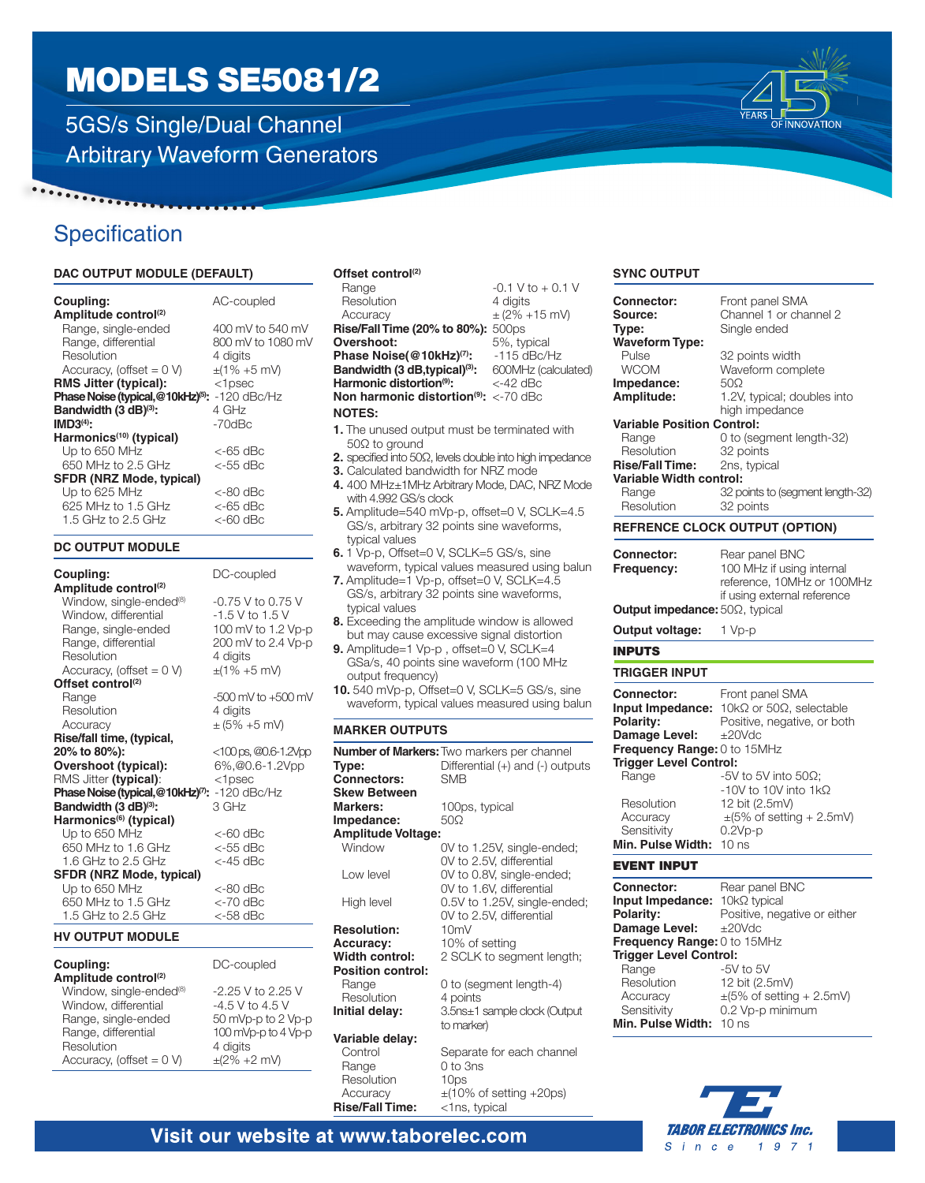# MODELS SE5081/2

5GS/s Single/Dual Channel Arbitrary Waveform Generators

## Specification

### DAC OUTPUT MODULE (DEFAULT)

**Coupling:** AC-coupled

**Amplitude control[2]**

| | |
|---|---|
| Range, single-ended | 400 mV to 540 mV |
| Range, differential | 800 mV to 1080 mV |
| Resolution | 4 digits |
| Accuracy, (offset = 0 V) | ±(1% +5 mV) |
| **RMS Jitter (typical):** | <1psec |
| **Phase Noise (typical, @10kHz)[5]:** | -120 dBc/Hz |
| **Bandwidth (3 dB)[3]:** | 4 GHz |
| **IMD3[4]:** | -70dBc |

**Harmonics[10] (typical)**

| | |
|---|---|
| Up to 650 MHz | <-65 dBc |
| 650 MHz to 2.5 GHz | <-55 dBc |

**SFDR (NRZ Mode, typical)**

| | |
|---|---|
| Up to 625 MHz | <-80 dBc |
| 625 MHz to 1.5 GHz | <-65 dBc |
| 1.5 GHz to 2.5 GHz | <-60 dBc |

### DC OUTPUT MODULE

**Coupling:** DC-coupled

**Amplitude control[2]**

| | |
|---|---|
| Window, single-ended[8] | -0.75 V to 0.75 V |
| Window, differential | -1.5 V to 1.5 V |
| Range, single-ended | 100 mV to 1.2 Vp-p |
| Range, differential | 200 mV to 2.4 Vp-p |
| Resolution | 4 digits |
| Accuracy, (offset = 0 V) | ±(1% +5 mV) |

**Offset control[2]**

| | |
|---|---|
| Range | -500 mV to +500 mV |
| Resolution | 4 digits |
| Accuracy | ± (5% +5 mV) |
| **Rise/fall time, (typical, 20% to 80%):** | <100 ps, @0.6-1.2Vpp |
| **Overshoot (typical):** | 6%,@0.6-1.2Vpp |
| RMS Jitter **(typical)**: | <1psec |
| **Phase Noise (typical, @10kHz)[7]:** | -120 dBc/Hz |
| **Bandwidth (3 dB)[3]:** | 3 GHz |

**Harmonics[6] (typical)**

| | |
|---|---|
| Up to 650 MHz | <-60 dBc |
| 650 MHz to 1.6 GHz | <-55 dBc |
| 1.6 GHz to 2.5 GHz | <-45 dBc |

**SFDR (NRZ Mode, typical)**

| | |
|---|---|
| Up to 650 MHz | <-80 dBc |
| 650 MHz to 1.5 GHz | <-70 dBc |
| 1.5 GHz to 2.5 GHz | <-58 dBc |

### HV OUTPUT MODULE

**Coupling:** DC-coupled

**Amplitude control[2]**

| | |
|---|---|
| Window, single-ended[8] | -2.25 V to 2.25 V |
| Window, differential | -4.5 V to 4.5 V |
| Range, single-ended | 50 mVp-p to 2 Vp-p |
| Range, differential | 100 mVp-p to 4 Vp-p |
| Resolution | 4 digits |
| Accuracy, (offset = 0 V) | ±(2% +2 mV) |

**Offset control[2]**

| | |
|---|---|
| Range | -0.1 V to + 0.1 V |
| Resolution | 4 digits |
| Accuracy | ± (2% +15 mV) |
| **Rise/Fall Time (20% to 80%):** | 500ps |
| **Overshoot:** | 5%, typical |
| **Phase Noise(@10kHz)[7]:** | -115 dBc/Hz |
| **Bandwidth (3 dB,typical)[3]:** | 600MHz (calculated) |
| **Harmonic distortion[9]:** | <-42 dBc |
| **Non harmonic distortion[9]:** | <-70 dBc |

**NOTES:**

1. The unused output must be terminated with 50Ω to ground
2. specified into 50Ω, levels double into high impedance
3. Calculated bandwidth for NRZ mode
4. 400 MHz±1MHz Arbitrary Mode, DAC, NRZ Mode with 4.992 GS/s clock
5. Amplitude=540 mVp-p, offset=0 V, SCLK=4.5 GS/s, arbitrary 32 points sine waveforms, typical values
6. 1 Vp-p, Offset=0 V, SCLK=5 GS/s, sine waveform, typical values measured using balun
7. Amplitude=1 Vp-p, offset=0 V, SCLK=4.5 GS/s, arbitrary 32 points sine waveforms, typical values
8. Exceeding the amplitude window is allowed but may cause excessive signal distortion
9. Amplitude=1 Vp-p , offset=0 V, SCLK=4 GSa/s, 40 points sine waveform (100 MHz output frequency)
10. 540 mVp-p, Offset=0 V, SCLK=5 GS/s, sine waveform, typical values measured using balun

### MARKER OUTPUTS

| | |
|---|---|
| **Number of Markers:** | Two markers per channel |
| **Type:** | Differential (+) and (-) outputs |
| **Connectors:** | SMB |
| **Skew Between Markers:** | 100ps, typical |
| **Impedance:** | 50Ω |

**Amplitude Voltage:**

| | |
|---|---|
| Window | 0V to 1.25V, single-ended; 0V to 2.5V, differential |
| Low level | 0V to 0.8V, single-ended; 0V to 1.6V, differential |
| High level | 0.5V to 1.25V, single-ended; 0V to 2.5V, differential |
| **Resolution:** | 10mV |
| **Accuracy:** | 10% of setting |
| **Width control:** | 2 SCLK to segment length; |

**Position control:**

| | |
|---|---|
| Range | 0 to (segment length-4) |
| Resolution | 4 points |
| **Initial delay:** | 3.5ns±1 sample clock (Output to marker) |

**Variable delay:**

| | |
|---|---|
| Control | Separate for each channel |
| Range | 0 to 3ns |
| Resolution | 10ps |
| Accuracy | ±(10% of setting +20ps) |
| **Rise/Fall Time:** | <1ns, typical |

### SYNC OUTPUT

| | |
|---|---|
| **Connector:** | Front panel SMA |
| **Source:** | Channel 1 or channel 2 |
| **Type:** | Single ended |

**Waveform Type:**

| | |
|---|---|
| Pulse | 32 points width |
| WCOM | Waveform complete |
| **Impedance:** | 50Ω |
| **Amplitude:** | 1.2V, typical; doubles into high impedance |

**Variable Position Control:**

| | |
|---|---|
| Range | 0 to (segment length-32) |
| Resolution | 32 points |
| **Rise/Fall Time:** | 2ns, typical |

**Variable Width control:**

| | |
|---|---|
| Range | 32 points to (segment length-32) |
| Resolution | 32 points |

### REFRENCE CLOCK OUTPUT (OPTION)

| | |
|---|---|
| **Connector:** | Rear panel BNC |
| **Frequency:** | 100 MHz if using internal reference, 10MHz or 100MHz if using external reference |
| **Output impedance:** | 50Ω, typical |
| **Output voltage:** | 1 Vp-p |

### INPUTS

### TRIGGER INPUT

| | |
|---|---|
| **Connector:** | Front panel SMA |
| **Input Impedance:** | 10kΩ or 50Ω, selectable |
| **Polarity:** | Positive, negative, or both |
| **Damage Level:** | ±20Vdc |
| **Frequency Range:** | 0 to 15MHz |

**Trigger Level Control:**

| | |
|---|---|
| Range | -5V to 5V into 50Ω; -10V to 10V into 1kΩ |
| Resolution | 12 bit (2.5mV) |
| Accuracy | ±(5% of setting + 2.5mV) |
| Sensitivity | 0.2Vp-p |
| **Min. Pulse Width:** | 10 ns |

### EVENT INPUT

| | |
|---|---|
| **Connector:** | Rear panel BNC |
| **Input Impedance:** | 10kΩ typical |
| **Polarity:** | Positive, negative or either |
| **Damage Level:** | ±20Vdc |
| **Frequency Range:** | 0 to 15MHz |

**Trigger Level Control:**

| | |
|---|---|
| Range | -5V to 5V |
| Resolution | 12 bit (2.5mV) |
| Accuracy | ±(5% of setting + 2.5mV) |
| Sensitivity | 0.2 Vp-p minimum |
| **Min. Pulse Width:** | 10 ns |

Visit our website at www.taborelec.com

TABOR ELECTRONICS Inc. Since 1971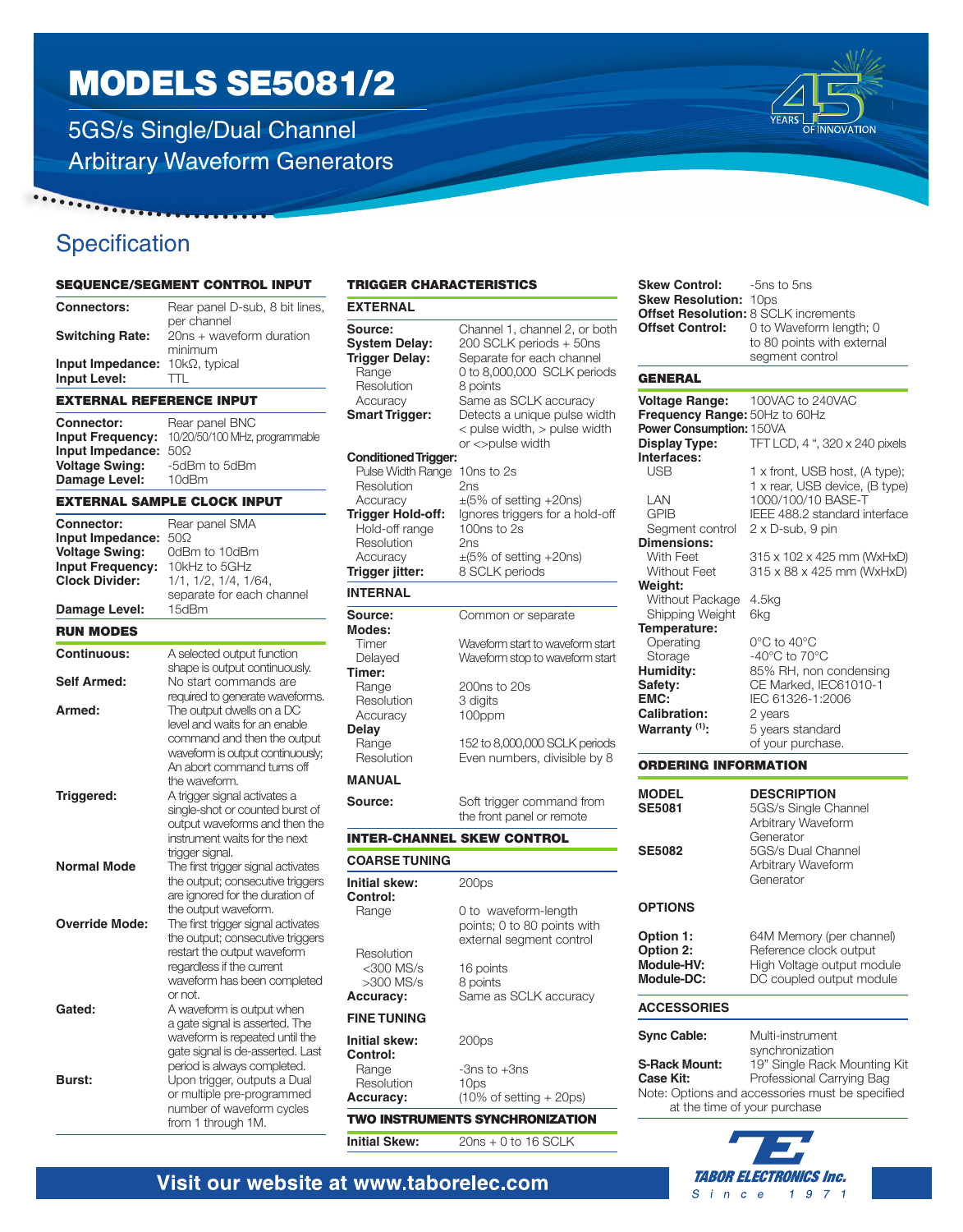# MODELS SE5081/2

5GS/s Single/Dual Channel
Arbitrary Waveform Generators

## Specification

### SEQUENCE/SEGMENT CONTROL INPUT

| | |
|---|---|
| **Connectors:** | Rear panel D-sub, 8 bit lines, per channel |
| **Switching Rate:** | 20ns + waveform duration minimum |
| **Input Impedance:** | 10kΩ, typical |
| **Input Level:** | TTL |

### EXTERNAL REFERENCE INPUT

| | |
|---|---|
| **Connector:** | Rear panel BNC |
| **Input Frequency:** | 10/20/50/100 MHz, programmable |
| **Input Impedance:** | 50Ω |
| **Voltage Swing:** | -5dBm to 5dBm |
| **Damage Level:** | 10dBm |

### EXTERNAL SAMPLE CLOCK INPUT

| | |
|---|---|
| **Connector:** | Rear panel SMA |
| **Input Impedance:** | 50Ω |
| **Voltage Swing:** | 0dBm to 10dBm |
| **Input Frequency:** | 10kHz to 5GHz |
| **Clock Divider:** | 1/1, 1/2, 1/4, 1/64, separate for each channel |
| **Damage Level:** | 15dBm |

### RUN MODES

| | |
|---|---|
| **Continuous:** | A selected output function shape is output continuously. |
| **Self Armed:** | No start commands are required to generate waveforms. |
| **Armed:** | The output dwells on a DC level and waits for an enable command and then the output waveform is output continuously; An abort command turns off the waveform. |
| **Triggered:** | A trigger signal activates a single-shot or counted burst of output waveforms and then the instrument waits for the next trigger signal. |
| **Normal Mode** | The first trigger signal activates the output; consecutive triggers are ignored for the duration of the output waveform. |
| **Override Mode:** | The first trigger signal activates the output; consecutive triggers restart the output waveform regardless if the current waveform has been completed or not. |
| **Gated:** | A waveform is output when a gate signal is asserted. The waveform is repeated until the gate signal is de-asserted. Last period is always completed. |
| **Burst:** | Upon trigger, outputs a Dual or multiple pre-programmed number of waveform cycles from 1 through 1M. |

### TRIGGER CHARACTERISTICS

#### EXTERNAL

| | |
|---|---|
| **Source:** | Channel 1, channel 2, or both |
| **System Delay:** | 200 SCLK periods + 50ns |
| **Trigger Delay:** | Separate for each channel |
| Range | 0 to 8,000,000 SCLK periods |
| Resolution | 8 points |
| Accuracy | Same as SCLK accuracy |
| **Smart Trigger:** | Detects a unique pulse width < pulse width, > pulse width or <>pulse width |
| **Conditioned Trigger:** | |
| Pulse Width Range | 10ns to 2s |
| Resolution | 2ns |
| Accuracy | ±(5% of setting +20ns) |
| **Trigger Hold-off:** | Ignores triggers for a hold-off |
| Hold-off range | 100ns to 2s |
| Resolution | 2ns |
| Accuracy | ±(5% of setting +20ns) |
| **Trigger jitter:** | 8 SCLK periods |

#### INTERNAL

| | |
|---|---|
| **Source:** | Common or separate |
| **Modes:** | |
| Timer | Waveform start to waveform start |
| Delayed | Waveform stop to waveform start |
| **Timer:** | |
| Range | 200ns to 20s |
| Resolution | 3 digits |
| Accuracy | 100ppm |
| **Delay** | |
| Range | 152 to 8,000,000 SCLK periods |
| Resolution | Even numbers, divisible by 8 |

#### MANUAL

| | |
|---|---|
| **Source:** | Soft trigger command from the front panel or remote |

### INTER-CHANNEL SKEW CONTROL

#### COARSE TUNING

| | |
|---|---|
| **Initial skew:** | 200ps |
| **Control:** | |
| Range | 0 to waveform-length points; 0 to 80 points with external segment control |
| Resolution | |
| <300 MS/s | 16 points |
| >300 MS/s | 8 points |
| **Accuracy:** | Same as SCLK accuracy |

#### FINE TUNING

| | |
|---|---|
| **Initial skew:** | 200ps |
| **Control:** | |
| Range | -3ns to +3ns |
| Resolution | 10ps |
| **Accuracy:** | (10% of setting + 20ps) |

### TWO INSTRUMENTS SYNCHRONIZATION

| | |
|---|---|
| **Initial Skew:** | 20ns + 0 to 16 SCLK |
| **Skew Control:** | -5ns to 5ns |
| **Skew Resolution:** | 10ps |
| **Offset Resolution:** | 8 SCLK increments |
| **Offset Control:** | 0 to Waveform length; 0 to 80 points with external segment control |

### GENERAL

| | |
|---|---|
| **Voltage Range:** | 100VAC to 240VAC |
| **Frequency Range:** | 50Hz to 60Hz |
| **Power Consumption:** | 150VA |
| **Display Type:** | TFT LCD, 4 ", 320 x 240 pixels |
| **Interfaces:** | |
| USB | 1 x front, USB host, (A type); 1 x rear, USB device, (B type) |
| LAN | 1000/100/10 BASE-T |
| GPIB | IEEE 488.2 standard interface |
| Segment control | 2 x D-sub, 9 pin |
| **Dimensions:** | |
| With Feet | 315 x 102 x 425 mm (WxHxD) |
| Without Feet | 315 x 88 x 425 mm (WxHxD) |
| **Weight:** | |
| Without Package | 4.5kg |
| Shipping Weight | 6kg |
| **Temperature:** | |
| Operating | 0°C to 40°C |
| Storage | -40°C to 70°C |
| **Humidity:** | 85% RH, non condensing |
| **Safety:** | CE Marked, IEC61010-1 |
| **EMC:** | IEC 61326-1:2006 |
| **Calibration:** | 2 years |
| **Warranty [1]:** | 5 years standard of your purchase. |

### ORDERING INFORMATION

| MODEL | DESCRIPTION |
|---|---|
| **SE5081** | 5GS/s Single Channel Arbitrary Waveform Generator |
| **SE5082** | 5GS/s Dual Channel Arbitrary Waveform Generator |

#### OPTIONS

| | |
|---|---|
| **Option 1:** | 64M Memory (per channel) |
| **Option 2:** | Reference clock output |
| **Module-HV:** | High Voltage output module |
| **Module-DC:** | DC coupled output module |

#### ACCESSORIES

| | |
|---|---|
| **Sync Cable:** | Multi-instrument synchronization |
| **S-Rack Mount:** | 19" Single Rack Mounting Kit |
| **Case Kit:** | Professional Carrying Bag |

Note: Options and accessories must be specified at the time of your purchase.

TABOR ELECTRONICS Inc.
Since 1971

Visit our website at www.taborelec.com